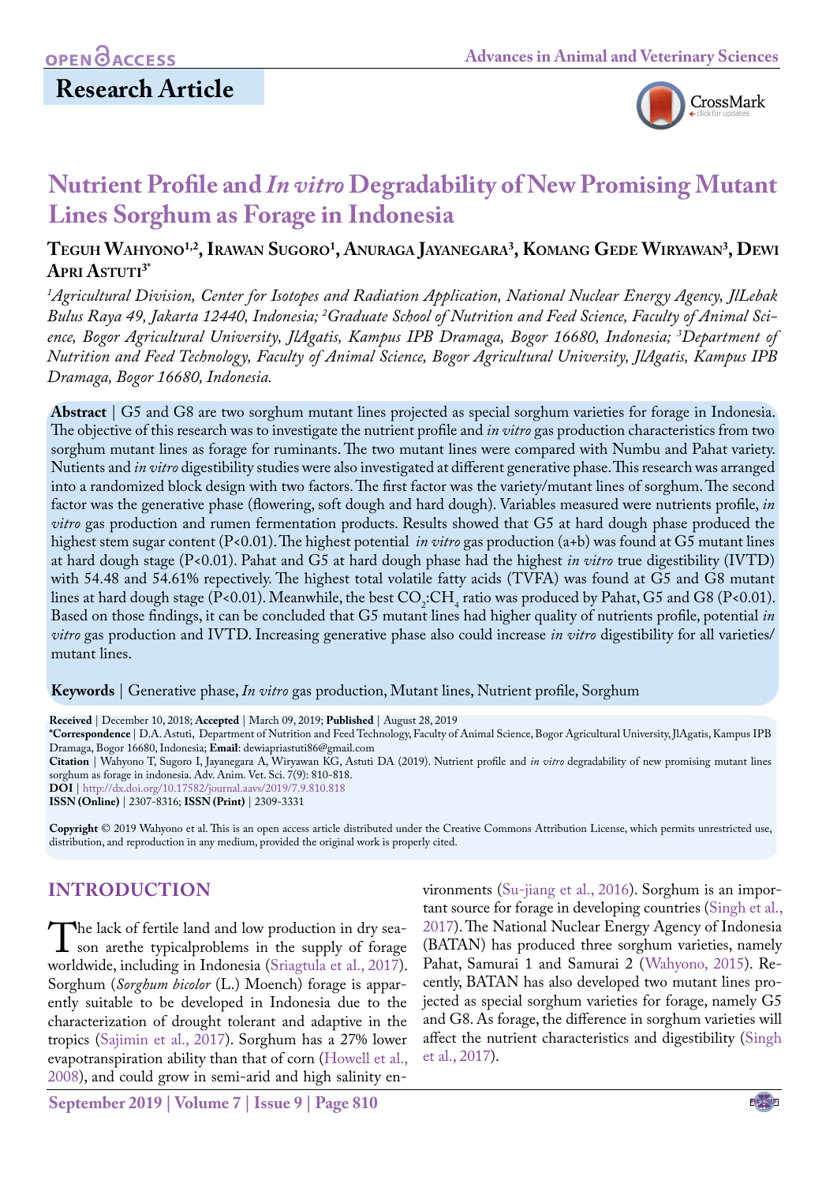**Research Article**

# Nutrient Profile and *In vitro* Degradability of New Promising Mutant Lines Sorghum as Forage in Indonesia

**Teguh Wahyono[1,2], Irawan Sugoro[1], Anuraga Jayanegara[3], Komang Gede Wiryawan[3], Dewi Apri Astuti[3*]**

*[1]Agricultural Division, Center for Isotopes and Radiation Application, National Nuclear Energy Agency, JlLebak Bulus Raya 49, Jakarta 12440, Indonesia; [2]Graduate School of Nutrition and Feed Science, Faculty of Animal Science, Bogor Agricultural University, JlAgatis, Kampus IPB Dramaga, Bogor 16680, Indonesia; [3]Department of Nutrition and Feed Technology, Faculty of Animal Science, Bogor Agricultural University, JlAgatis, Kampus IPB Dramaga, Bogor 16680, Indonesia.*

**Abstract** | G5 and G8 are two sorghum mutant lines projected as special sorghum varieties for forage in Indonesia. The objective of this research was to investigate the nutrient profile and *in vitro* gas production characteristics from two sorghum mutant lines as forage for ruminants. The two mutant lines were compared with Numbu and Pahat variety. Nutrients and *in vitro* digestibility studies were also investigated at different generative phase. This research was arranged into a randomized block design with two factors. The first factor was the variety/mutant lines of sorghum. The second factor was the generative phase (flowering, soft dough and hard dough). Variables measured were nutrients profile, *in vitro* gas production and rumen fermentation products. Results showed that G5 at hard dough phase produced the highest stem sugar content (P<0.01). The highest potential *in vitro* gas production (a+b) was found at G5 mutant lines at hard dough stage (P<0.01). Pahat and G5 at hard dough phase had the highest *in vitro* true digestibility (IVTD) with 54.48 and 54.61% repectively. The highest total volatile fatty acids (TVFA) was found at G5 and G8 mutant lines at hard dough stage (P<0.01). Meanwhile, the best $CO_2$:$CH_4$ ratio was produced by Pahat, G5 and G8 (P<0.01). Based on those findings, it can be concluded that G5 mutant lines had higher quality of nutrients profile, potential *in vitro* gas production and IVTD. Increasing generative phase also could increase *in vitro* digestibility for all varieties/ mutant lines.

**Keywords** | Generative phase, *In vitro* gas production, Mutant lines, Nutrient profile, Sorghum

**Received** | December 10, 2018; **Accepted** | March 09, 2019; **Published** | August 28, 2019
**\*Correspondence** | D.A. Astuti, Department of Nutrition and Feed Technology, Faculty of Animal Science, Bogor Agricultural University, JlAgatis, Kampus IPB Dramaga, Bogor 16680, Indonesia; **Email**: dewiapriastuti86@gmail.com
**Citation** | Wahyono T, Sugoro I, Jayanegara A, Wiryawan KG, Astuti DA (2019). Nutrient profile and *in vitro* degradability of new promising mutant lines sorghum as forage in indonesia. Adv. Anim. Vet. Sci. 7(9): 810-818.
**DOI** | http://dx.doi.org/10.17582/journal.aavs/2019/7.9.810.818
**ISSN (Online)** | 2307-8316; **ISSN (Print)** | 2309-3331

**Copyright** © 2019 Wahyono et al. This is an open access article distributed under the Creative Commons Attribution License, which permits unrestricted use, distribution, and reproduction in any medium, provided the original work is properly cited.

## INTRODUCTION

The lack of fertile land and low production in dry season arethe typicalproblems in the supply of forage worldwide, including in Indonesia (Sriagtula et al., 2017). Sorghum (*Sorghum bicolor* (L.) Moench) forage is apparently suitable to be developed in Indonesia due to the characterization of drought tolerant and adaptive in the tropics (Sajimin et al., 2017). Sorghum has a 27% lower evapotranspiration ability than that of corn (Howell et al., 2008), and could grow in semi-arid and high salinity environments (Su-jiang et al., 2016). Sorghum is an important source for forage in developing countries (Singh et al., 2017). The National Nuclear Energy Agency of Indonesia (BATAN) has produced three sorghum varieties, namely Pahat, Samurai 1 and Samurai 2 (Wahyono, 2015). Recently, BATAN has also developed two mutant lines projected as special sorghum varieties for forage, namely G5 and G8. As forage, the difference in sorghum varieties will affect the nutrient characteristics and digestibility (Singh et al., 2017).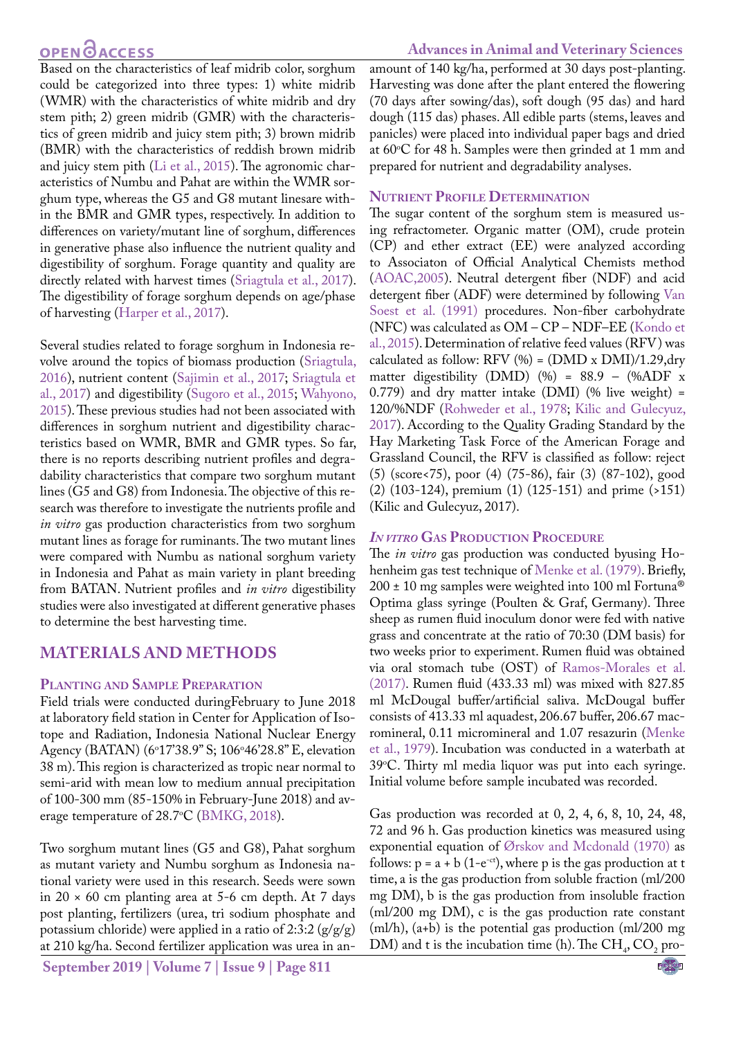Based on the characteristics of leaf midrib color, sorghum could be categorized into three types: 1) white midrib (WMR) with the characteristics of white midrib and dry stem pith; 2) green midrib (GMR) with the characteristics of green midrib and juicy stem pith; 3) brown midrib (BMR) with the characteristics of reddish brown midrib and juicy stem pith (Li et al., 2015). The agronomic characteristics of Numbu and Pahat are within the WMR sorghum type, whereas the G5 and G8 mutant linesare within the BMR and GMR types, respectively. In addition to differences on variety/mutant line of sorghum, differences in generative phase also influence the nutrient quality and digestibility of sorghum. Forage quantity and quality are directly related with harvest times (Sriagtula et al., 2017). The digestibility of forage sorghum depends on age/phase of harvesting (Harper et al., 2017).

Several studies related to forage sorghum in Indonesia revolve around the topics of biomass production (Sriagtula, 2016), nutrient content (Sajimin et al., 2017; Sriagtula et al., 2017) and digestibility (Sugoro et al., 2015; Wahyono, 2015). These previous studies had not been associated with differences in sorghum nutrient and digestibility characteristics based on WMR, BMR and GMR types. So far, there is no reports describing nutrient profiles and degradability characteristics that compare two sorghum mutant lines (G5 and G8) from Indonesia. The objective of this research was therefore to investigate the nutrients profile and *in vitro* gas production characteristics from two sorghum mutant lines as forage for ruminants. The two mutant lines were compared with Numbu as national sorghum variety in Indonesia and Pahat as main variety in plant breeding from BATAN. Nutrient profiles and *in vitro* digestibility studies were also investigated at different generative phases to determine the best harvesting time.

## MATERIALS AND METHODS

### Planting and Sample Preparation

Field trials were conducted duringFebruary to June 2018 at laboratory field station in Center for Application of Isotope and Radiation, Indonesia National Nuclear Energy Agency (BATAN) (6°17'38.9" S; 106°46'28.8" E, elevation 38 m). This region is characterized as tropic near normal to semi-arid with mean low to medium annual precipitation of 100-300 mm (85-150% in February-June 2018) and average temperature of 28.7°C (BMKG, 2018).

Two sorghum mutant lines (G5 and G8), Pahat sorghum as mutant variety and Numbu sorghum as Indonesia national variety were used in this research. Seeds were sown in 20 × 60 cm planting area at 5-6 cm depth. At 7 days post planting, fertilizers (urea, tri sodium phosphate and potassium chloride) were applied in a ratio of 2:3:2 (g/g/g) at 210 kg/ha. Second fertilizer application was urea in an amount of 140 kg/ha, performed at 30 days post-planting. Harvesting was done after the plant entered the flowering (70 days after sowing/das), soft dough (95 das) and hard dough (115 das) phases. All edible parts (stems, leaves and panicles) were placed into individual paper bags and dried at 60°C for 48 h. Samples were then grinded at 1 mm and prepared for nutrient and degradability analyses.

### Nutrient Profile Determination

The sugar content of the sorghum stem is measured using refractometer. Organic matter (OM), crude protein (CP) and ether extract (EE) were analyzed according to Associaton of Official Analytical Chemists method (AOAC,2005). Neutral detergent fiber (NDF) and acid detergent fiber (ADF) were determined by following Van Soest et al. (1991) procedures. Non-fiber carbohydrate (NFC) was calculated as OM – CP – NDF–EE (Kondo et al., 2015). Determination of relative feed values (RFV) was calculated as follow: RFV (%) = (DMD x DMI)/1.29,dry matter digestibility (DMD) (%) = 88.9 – (%ADF x 0.779) and dry matter intake (DMI) (% live weight) = 120/%NDF (Rohweder et al., 1978; Kilic and Gulecyuz, 2017). According to the Quality Grading Standard by the Hay Marketing Task Force of the American Forage and Grassland Council, the RFV is classified as follow: reject (5) (score<75), poor (4) (75-86), fair (3) (87-102), good (2) (103-124), premium (1) (125-151) and prime (>151) (Kilic and Gulecyuz, 2017).

### *In vitro* Gas Production Procedure

The *in vitro* gas production was conducted byusing Hohenheim gas test technique of Menke et al. (1979). Briefly, 200 ± 10 mg samples were weighted into 100 ml Fortuna® Optima glass syringe (Poulten & Graf, Germany). Three sheep as rumen fluid inoculum donor were fed with native grass and concentrate at the ratio of 70:30 (DM basis) for two weeks prior to experiment. Rumen fluid was obtained via oral stomach tube (OST) of Ramos-Morales et al. (2017). Rumen fluid (433.33 ml) was mixed with 827.85 ml McDougal buffer/artificial saliva. McDougal buffer consists of 413.33 ml aquadest, 206.67 buffer, 206.67 macromineral, 0.11 micromineral and 1.07 resazurin (Menke et al., 1979). Incubation was conducted in a waterbath at 39°C. Thirty ml media liquor was put into each syringe. Initial volume before sample incubated was recorded.

Gas production was recorded at 0, 2, 4, 6, 8, 10, 24, 48, 72 and 96 h. Gas production kinetics was measured using exponential equation of Ørskov and Mcdonald (1970) as follows: $p = a + b\,(1-e^{-ct})$, where p is the gas production at t time, a is the gas production from soluble fraction (ml/200 mg DM), b is the gas production from insoluble fraction (ml/200 mg DM), c is the gas production rate constant (ml/h), (a+b) is the potential gas production (ml/200 mg DM) and t is the incubation time (h). The $CH_4$, $CO_2$ pro-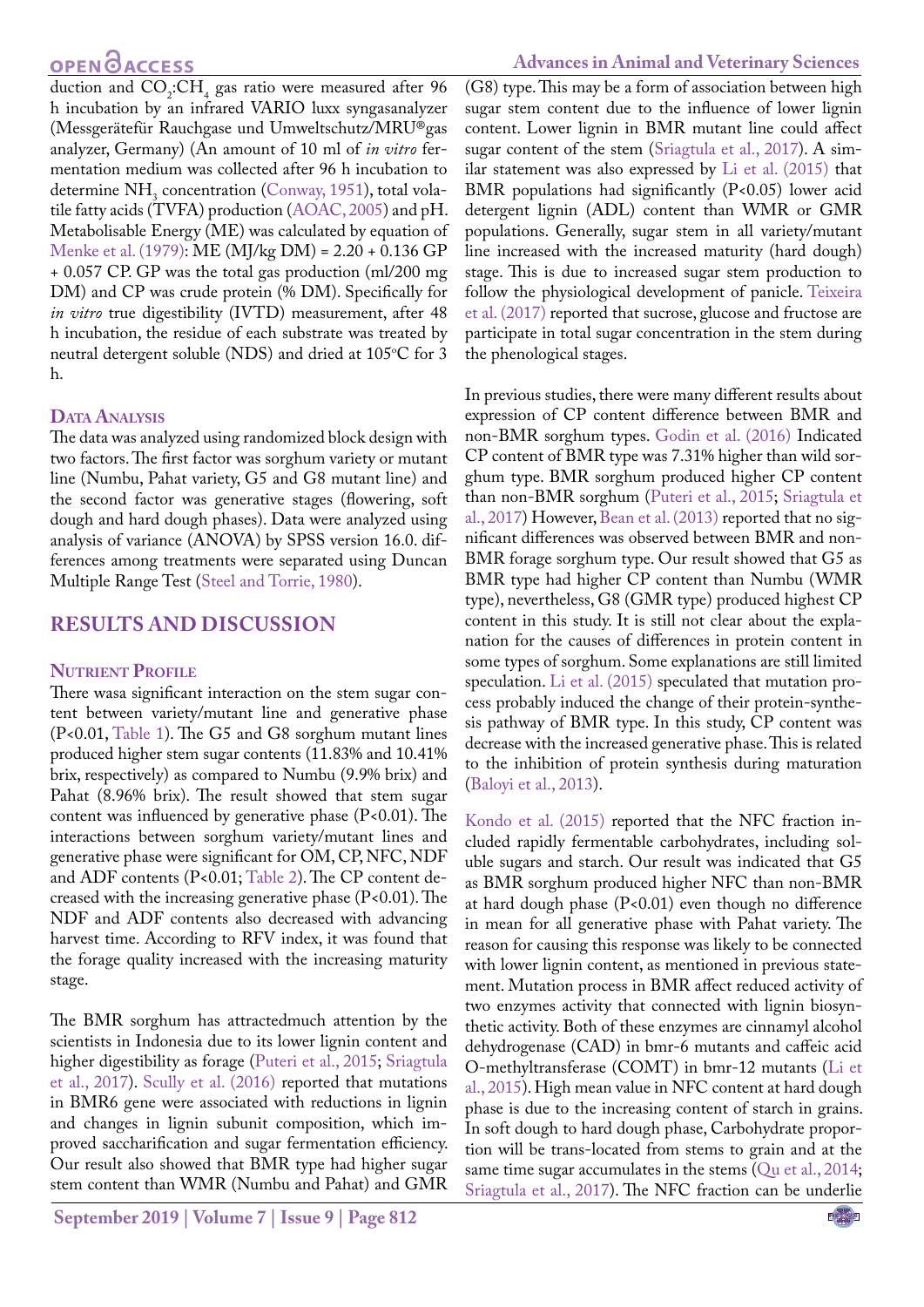duction and $CO_2$:$CH_4$ gas ratio were measured after 96 h incubation by an infrared VARIO luxx syngasanalyzer (Messgerätefür Rauchgase und Umweltschutz/MRU®gas analyzer, Germany) (An amount of 10 ml of *in vitro* fermentation medium was collected after 96 h incubation to determine $NH_3$ concentration (Conway, 1951), total volatile fatty acids (TVFA) production (AOAC, 2005) and pH. Metabolisable Energy (ME) was calculated by equation of Menke et al. (1979): ME (MJ/kg DM) = 2.20 + 0.136 GP + 0.057 CP. GP was the total gas production (ml/200 mg DM) and CP was crude protein (% DM). Specifically for *in vitro* true digestibility (IVTD) measurement, after 48 h incubation, the residue of each substrate was treated by neutral detergent soluble (NDS) and dried at 105°C for 3 h.

### Data Analysis

The data was analyzed using randomized block design with two factors. The first factor was sorghum variety or mutant line (Numbu, Pahat variety, G5 and G8 mutant line) and the second factor was generative stages (flowering, soft dough and hard dough phases). Data were analyzed using analysis of variance (ANOVA) by SPSS version 16.0. differences among treatments were separated using Duncan Multiple Range Test (Steel and Torrie, 1980).

## RESULTS AND DISCUSSION

### Nutrient Profile

There wasa significant interaction on the stem sugar content between variety/mutant line and generative phase ($P<0.01$, Table 1). The G5 and G8 sorghum mutant lines produced higher stem sugar contents (11.83% and 10.41% brix, respectively) as compared to Numbu (9.9% brix) and Pahat (8.96% brix). The result showed that stem sugar content was influenced by generative phase ($P<0.01$). The interactions between sorghum variety/mutant lines and generative phase were significant for OM, CP, NFC, NDF and ADF contents ($P<0.01$; Table 2). The CP content decreased with the increasing generative phase ($P<0.01$). The NDF and ADF contents also decreased with advancing harvest time. According to RFV index, it was found that the forage quality increased with the increasing maturity stage.

The BMR sorghum has attractedmuch attention by the scientists in Indonesia due to its lower lignin content and higher digestibility as forage (Puteri et al., 2015; Sriagtula et al., 2017). Scully et al. (2016) reported that mutations in BMR6 gene were associated with reductions in lignin and changes in lignin subunit composition, which improved saccharification and sugar fermentation efficiency. Our result also showed that BMR type had higher sugar stem content than WMR (Numbu and Pahat) and GMR (G8) type. This may be a form of association between high sugar stem content due to the influence of lower lignin content. Lower lignin in BMR mutant line could affect sugar content of the stem (Sriagtula et al., 2017). A similar statement was also expressed by Li et al. (2015) that BMR populations had significantly ($P<0.05$) lower acid detergent lignin (ADL) content than WMR or GMR populations. Generally, sugar stem in all variety/mutant line increased with the increased maturity (hard dough) stage. This is due to increased sugar stem production to follow the physiological development of panicle. Teixeira et al. (2017) reported that sucrose, glucose and fructose are participate in total sugar concentration in the stem during the phenological stages.

In previous studies, there were many different results about expression of CP content difference between BMR and non-BMR sorghum types. Godin et al. (2016) Indicated CP content of BMR type was 7.31% higher than wild sorghum type. BMR sorghum produced higher CP content than non-BMR sorghum (Puteri et al., 2015; Sriagtula et al., 2017) However, Bean et al. (2013) reported that no significant differences was observed between BMR and non-BMR forage sorghum type. Our result showed that G5 as BMR type had higher CP content than Numbu (WMR type), nevertheless, G8 (GMR type) produced highest CP content in this study. It is still not clear about the explanation for the causes of differences in protein content in some types of sorghum. Some explanations are still limited speculation. Li et al. (2015) speculated that mutation process probably induced the change of their protein-synthesis pathway of BMR type. In this study, CP content was decrease with the increased generative phase. This is related to the inhibition of protein synthesis during maturation (Baloyi et al., 2013).

Kondo et al. (2015) reported that the NFC fraction included rapidly fermentable carbohydrates, including soluble sugars and starch. Our result was indicated that G5 as BMR sorghum produced higher NFC than non-BMR at hard dough phase ($P<0.01$) even though no difference in mean for all generative phase with Pahat variety. The reason for causing this response was likely to be connected with lower lignin content, as mentioned in previous statement. Mutation process in BMR affect reduced activity of two enzymes activity that connected with lignin biosynthetic activity. Both of these enzymes are cinnamyl alcohol dehydrogenase (CAD) in bmr-6 mutants and caffeic acid O-methyltransferase (COMT) in bmr-12 mutants (Li et al., 2015). High mean value in NFC content at hard dough phase is due to the increasing content of starch in grains. In soft dough to hard dough phase, Carbohydrate proportion will be trans-located from stems to grain and at the same time sugar accumulates in the stems (Qu et al., 2014; Sriagtula et al., 2017). The NFC fraction can be underlie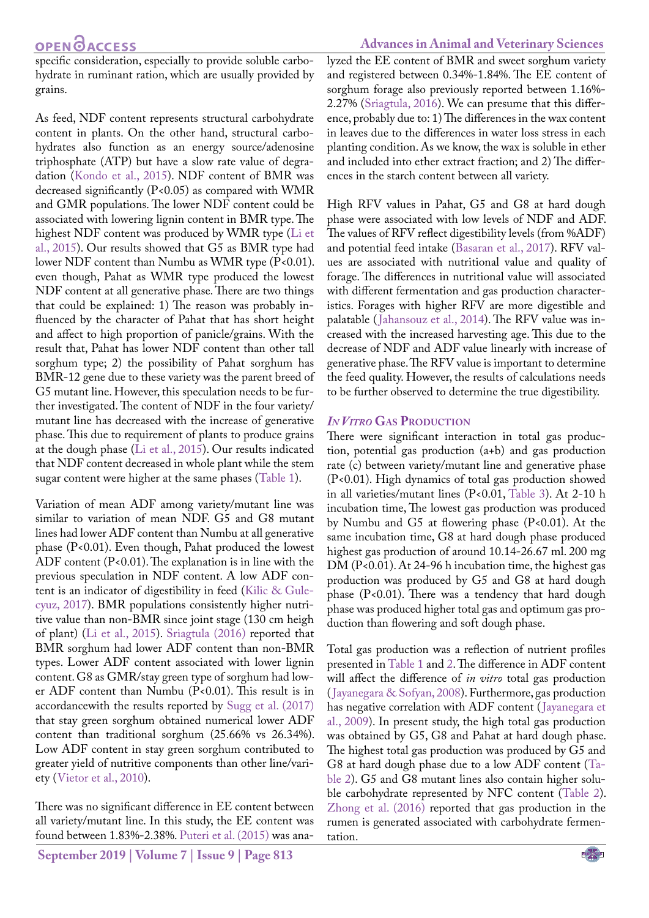specific consideration, especially to provide soluble carbohydrate in ruminant ration, which are usually provided by grains.

As feed, NDF content represents structural carbohydrate content in plants. On the other hand, structural carbohydrates also function as an energy source/adenosine triphosphate (ATP) but have a slow rate value of degradation (Kondo et al., 2015). NDF content of BMR was decreased significantly (P<0.05) as compared with WMR and GMR populations. The lower NDF content could be associated with lowering lignin content in BMR type. The highest NDF content was produced by WMR type (Li et al., 2015). Our results showed that G5 as BMR type had lower NDF content than Numbu as WMR type (P<0.01). even though, Pahat as WMR type produced the lowest NDF content at all generative phase. There are two things that could be explained: 1) The reason was probably influenced by the character of Pahat that has short height and affect to high proportion of panicle/grains. With the result that, Pahat has lower NDF content than other tall sorghum type; 2) the possibility of Pahat sorghum has BMR-12 gene due to these variety was the parent breed of G5 mutant line. However, this speculation needs to be further investigated. The content of NDF in the four variety/mutant line has decreased with the increase of generative phase. This due to requirement of plants to produce grains at the dough phase (Li et al., 2015). Our results indicated that NDF content decreased in whole plant while the stem sugar content were higher at the same phases (Table 1).

Variation of mean ADF among variety/mutant line was similar to variation of mean NDF. G5 and G8 mutant lines had lower ADF content than Numbu at all generative phase (P<0.01). Even though, Pahat produced the lowest ADF content (P<0.01). The explanation is in line with the previous speculation in NDF content. A low ADF content is an indicator of digestibility in feed (Kilic & Gulecyuz, 2017). BMR populations consistently higher nutritive value than non-BMR since joint stage (130 cm heigh of plant) (Li et al., 2015). Sriagtula (2016) reported that BMR sorghum had lower ADF content than non-BMR types. Lower ADF content associated with lower lignin content. G8 as GMR/stay green type of sorghum had lower ADF content than Numbu (P<0.01). This result is in accordancewith the results reported by Sugg et al. (2017) that stay green sorghum obtained numerical lower ADF content than traditional sorghum (25.66% vs 26.34%). Low ADF content in stay green sorghum contributed to greater yield of nutritive components than other line/variety (Vietor et al., 2010).

There was no significant difference in EE content between all variety/mutant line. In this study, the EE content was found between 1.83%-2.38%. Puteri et al. (2015) was analyzed the EE content of BMR and sweet sorghum variety and registered between 0.34%-1.84%. The EE content of sorghum forage also previously reported between 1.16%-2.27% (Sriagtula, 2016). We can presume that this difference, probably due to: 1) The differences in the wax content in leaves due to the differences in water loss stress in each planting condition. As we know, the wax is soluble in ether and included into ether extract fraction; and 2) The differences in the starch content between all variety.

High RFV values in Pahat, G5 and G8 at hard dough phase were associated with low levels of NDF and ADF. The values of RFV reflect digestibility levels (from %ADF) and potential feed intake (Basaran et al., 2017). RFV values are associated with nutritional value and quality of forage. The differences in nutritional value will associated with different fermentation and gas production characteristics. Forages with higher RFV are more digestible and palatable (Jahansouz et al., 2014). The RFV value was increased with the increased harvesting age. This due to the decrease of NDF and ADF value linearly with increase of generative phase. The RFV value is important to determine the feed quality. However, the results of calculations needs to be further observed to determine the true digestibility.

### *In Vitro* Gas Production

There were significant interaction in total gas production, potential gas production (a+b) and gas production rate (c) between variety/mutant line and generative phase (P<0.01). High dynamics of total gas production showed in all varieties/mutant lines (P<0.01, Table 3). At 2-10 h incubation time, The lowest gas production was produced by Numbu and G5 at flowering phase (P<0.01). At the same incubation time, G8 at hard dough phase produced highest gas production of around 10.14-26.67 ml. 200 mg DM (P<0.01). At 24-96 h incubation time, the highest gas production was produced by G5 and G8 at hard dough phase (P<0.01). There was a tendency that hard dough phase was produced higher total gas and optimum gas production than flowering and soft dough phase.

Total gas production was a reflection of nutrient profiles presented in Table 1 and 2. The difference in ADF content will affect the difference of *in vitro* total gas production (Jayanegara & Sofyan, 2008). Furthermore, gas production has negative correlation with ADF content (Jayanegara et al., 2009). In present study, the high total gas production was obtained by G5, G8 and Pahat at hard dough phase. The highest total gas production was produced by G5 and G8 at hard dough phase due to a low ADF content (Table 2). G5 and G8 mutant lines also contain higher soluble carbohydrate represented by NFC content (Table 2). Zhong et al. (2016) reported that gas production in the rumen is generated associated with carbohydrate fermentation.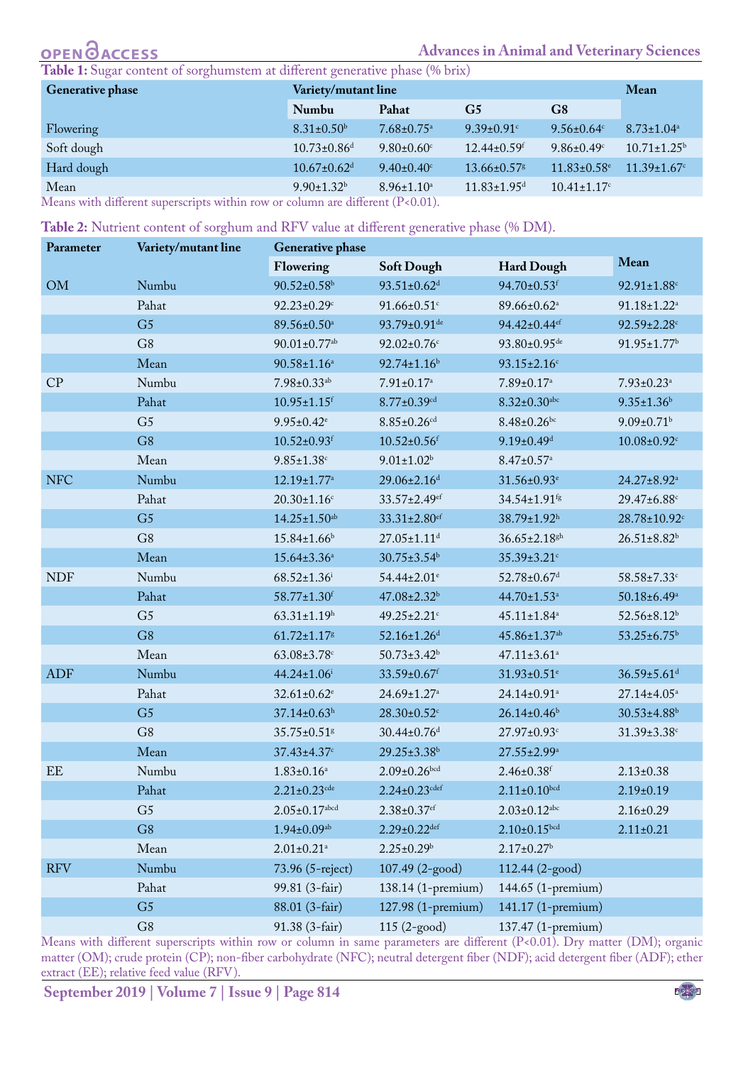**Table 1:** Sugar content of sorghumstem at different generative phase (% brix)

| Generative phase | Variety/mutant line | | | | Mean |
|---|---|---|---|---|---|
| | Numbu | Pahat | G5 | G8 | |
| Flowering | 8.31±0.50[b] | 7.68±0.75[a] | 9.39±0.91[c] | 9.56±0.64[c] | 8.73±1.04[a] |
| Soft dough | 10.73±0.86[d] | 9.80±0.60[c] | 12.44±0.59[f] | 9.86±0.49[c] | 10.71±1.25[b] |
| Hard dough | 10.67±0.62[d] | 9.40±0.40[c] | 13.66±0.57[g] | 11.83±0.58[e] | 11.39±1.67[c] |
| Mean | 9.90±1.32[b] | 8.96±1.10[a] | 11.83±1.95[d] | 10.41±1.17[c] | |

Means with different superscripts within row or column are different (P<0.01).

**Table 2:** Nutrient content of sorghum and RFV value at different generative phase (% DM).

| Parameter | Variety/mutant line | Generative phase | | | Mean |
|---|---|---|---|---|---|
| | | Flowering | Soft Dough | Hard Dough | |
| OM | Numbu | 90.52±0.58[b] | 93.51±0.62[d] | 94.70±0.53[f] | 92.91±1.88[c] |
| | Pahat | 92.23±0.29[c] | 91.66±0.51[c] | 89.66±0.62[a] | 91.18±1.22[a] |
| | G5 | 89.56±0.50[a] | 93.79±0.91[de] | 94.42±0.44[ef] | 92.59±2.28[c] |
| | G8 | 90.01±0.77[ab] | 92.02±0.76[c] | 93.80±0.95[de] | 91.95±1.77[b] |
| | Mean | 90.58±1.16[a] | 92.74±1.16[b] | 93.15±2.16[c] | |
| CP | Numbu | 7.98±0.33[ab] | 7.91±0.17[a] | 7.89±0.17[a] | 7.93±0.23[a] |
| | Pahat | 10.95±1.15[f] | 8.77±0.39[cd] | 8.32±0.30[abc] | 9.35±1.36[b] |
| | G5 | 9.95±0.42[e] | 8.85±0.26[cd] | 8.48±0.26[bc] | 9.09±0.71[b] |
| | G8 | 10.52±0.93[f] | 10.52±0.56[f] | 9.19±0.49[d] | 10.08±0.92[c] |
| | Mean | 9.85±1.38[c] | 9.01±1.02[b] | 8.47±0.57[a] | |
| NFC | Numbu | 12.19±1.77[a] | 29.06±2.16[d] | 31.56±0.93[e] | 24.27±8.92[a] |
| | Pahat | 20.30±1.16[c] | 33.57±2.49[ef] | 34.54±1.91[fg] | 29.47±6.88[c] |
| | G5 | 14.25±1.50[ab] | 33.31±2.80[ef] | 38.79±1.92[h] | 28.78±10.92[c] |
| | G8 | 15.84±1.66[b] | 27.05±1.11[d] | 36.65±2.18[gh] | 26.51±8.82[b] |
| | Mean | 15.64±3.36[a] | 30.75±3.54[b] | 35.39±3.21[c] | |
| NDF | Numbu | 68.52±1.36[i] | 54.44±2.01[e] | 52.78±0.67[d] | 58.58±7.33[c] |
| | Pahat | 58.77±1.30[f] | 47.08±2.32[b] | 44.70±1.53[a] | 50.18±6.49[a] |
| | G5 | 63.31±1.19[h] | 49.25±2.21[c] | 45.11±1.84[a] | 52.56±8.12[b] |
| | G8 | 61.72±1.17[g] | 52.16±1.26[d] | 45.86±1.37[ab] | 53.25±6.75[b] |
| | Mean | 63.08±3.78[c] | 50.73±3.42[b] | 47.11±3.61[a] | |
| ADF | Numbu | 44.24±1.06[i] | 33.59±0.67[f] | 31.93±0.51[e] | 36.59±5.61[d] |
| | Pahat | 32.61±0.62[e] | 24.69±1.27[a] | 24.14±0.91[a] | 27.14±4.05[a] |
| | G5 | 37.14±0.63[h] | 28.30±0.52[c] | 26.14±0.46[b] | 30.53±4.88[b] |
| | G8 | 35.75±0.51[g] | 30.44±0.76[d] | 27.97±0.93[c] | 31.39±3.38[c] |
| | Mean | 37.43±4.37[c] | 29.25±3.38[b] | 27.55±2.99[a] | |
| EE | Numbu | 1.83±0.16[a] | 2.09±0.26[bcd] | 2.46±0.38[f] | 2.13±0.38 |
| | Pahat | 2.21±0.23[cde] | 2.24±0.23[cdef] | 2.11±0.10[bcd] | 2.19±0.19 |
| | G5 | 2.05±0.17[abcd] | 2.38±0.37[ef] | 2.03±0.12[abc] | 2.16±0.29 |
| | G8 | 1.94±0.09[ab] | 2.29±0.22[def] | 2.10±0.15[bcd] | 2.11±0.21 |
| | Mean | 2.01±0.21[a] | 2.25±0.29[b] | 2.17±0.27[b] | |
| RFV | Numbu | 73.96 (5-reject) | 107.49 (2-good) | 112.44 (2-good) | |
| | Pahat | 99.81 (3-fair) | 138.14 (1-premium) | 144.65 (1-premium) | |
| | G5 | 88.01 (3-fair) | 127.98 (1-premium) | 141.17 (1-premium) | |
| | G8 | 91.38 (3-fair) | 115 (2-good) | 137.47 (1-premium) | |

Means with different superscripts within row or column in same parameters are different (P<0.01). Dry matter (DM); organic matter (OM); crude protein (CP); non-fiber carbohydrate (NFC); neutral detergent fiber (NDF); acid detergent fiber (ADF); ether extract (EE); relative feed value (RFV).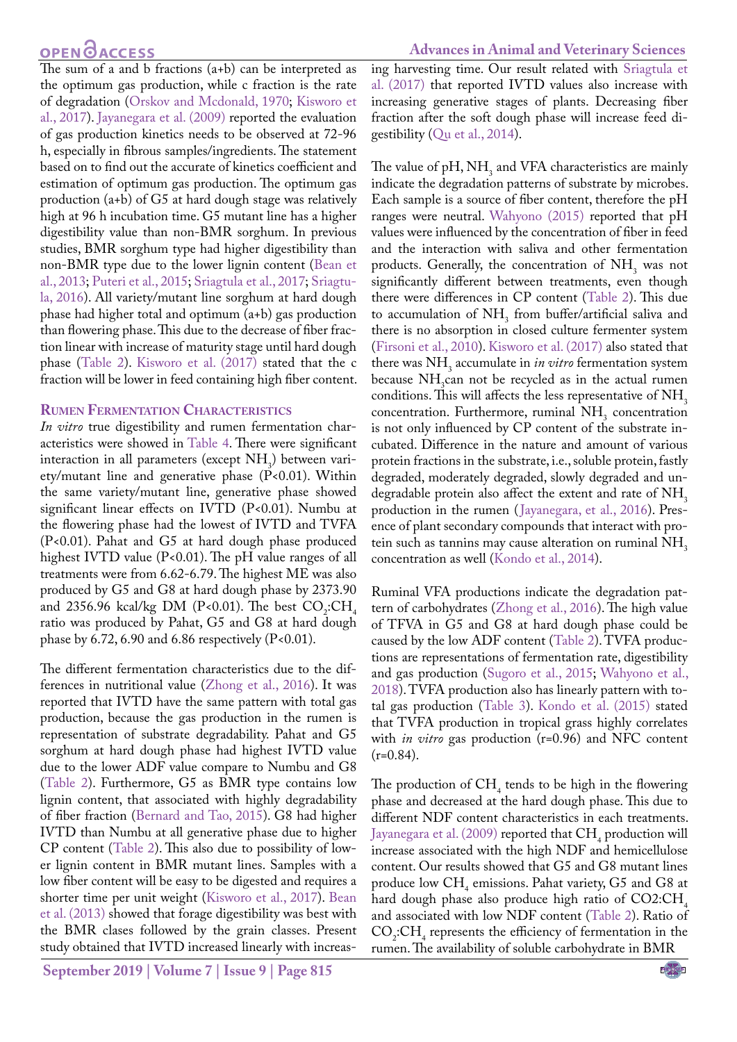The sum of a and b fractions (a+b) can be interpreted as the optimum gas production, while c fraction is the rate of degradation (Orskov and Mcdonald, 1970; Kisworo et al., 2017). Jayanegara et al. (2009) reported the evaluation of gas production kinetics needs to be observed at 72-96 h, especially in fibrous samples/ingredients. The statement based on to find out the accurate of kinetics coefficient and estimation of optimum gas production. The optimum gas production (a+b) of G5 at hard dough stage was relatively high at 96 h incubation time. G5 mutant line has a higher digestibility value than non-BMR sorghum. In previous studies, BMR sorghum type had higher digestibility than non-BMR type due to the lower lignin content (Bean et al., 2013; Puteri et al., 2015; Sriagtula et al., 2017; Sriagtula, 2016). All variety/mutant line sorghum at hard dough phase had higher total and optimum (a+b) gas production than flowering phase. This due to the decrease of fiber fraction linear with increase of maturity stage until hard dough phase (Table 2). Kisworo et al. (2017) stated that the c fraction will be lower in feed containing high fiber content.

## Rumen Fermentation Characteristics

*In vitro* true digestibility and rumen fermentation characteristics were showed in Table 4. There were significant interaction in all parameters (except $NH_3$) between variety/mutant line and generative phase ($P<0.01$). Within the same variety/mutant line, generative phase showed significant linear effects on IVTD ($P<0.01$). Numbu at the flowering phase had the lowest of IVTD and TVFA ($P<0.01$). Pahat and G5 at hard dough phase produced highest IVTD value ($P<0.01$). The pH value ranges of all treatments were from 6.62-6.79. The highest ME was also produced by G5 and G8 at hard dough phase by 2373.90 and 2356.96 kcal/kg DM ($P<0.01$). The best $CO_2$:$CH_4$ ratio was produced by Pahat, G5 and G8 at hard dough phase by 6.72, 6.90 and 6.86 respectively ($P<0.01$).

The different fermentation characteristics due to the differences in nutritional value (Zhong et al., 2016). It was reported that IVTD have the same pattern with total gas production, because the gas production in the rumen is representation of substrate degradability. Pahat and G5 sorghum at hard dough phase had highest IVTD value due to the lower ADF value compare to Numbu and G8 (Table 2). Furthermore, G5 as BMR type contains low lignin content, that associated with highly degradability of fiber fraction (Bernard and Tao, 2015). G8 had higher IVTD than Numbu at all generative phase due to higher CP content (Table 2). This also due to possibility of lower lignin content in BMR mutant lines. Samples with a low fiber content will be easy to be digested and requires a shorter time per unit weight (Kisworo et al., 2017). Bean et al. (2013) showed that forage digestibility was best with the BMR clases followed by the grain classes. Present study obtained that IVTD increased linearly with increasing harvesting time. Our result related with Sriagtula et al. (2017) that reported IVTD values also increase with increasing generative stages of plants. Decreasing fiber fraction after the soft dough phase will increase feed digestibility (Qu et al., 2014).

The value of pH, $NH_3$ and VFA characteristics are mainly indicate the degradation patterns of substrate by microbes. Each sample is a source of fiber content, therefore the pH ranges were neutral. Wahyono (2015) reported that pH values were influenced by the concentration of fiber in feed and the interaction with saliva and other fermentation products. Generally, the concentration of $NH_3$ was not significantly different between treatments, even though there were differences in CP content (Table 2). This due to accumulation of $NH_3$ from buffer/artificial saliva and there is no absorption in closed culture fermenter system (Firsoni et al., 2010). Kisworo et al. (2017) also stated that there was $NH_3$ accumulate in *in vitro* fermentation system because $NH_3$can not be recycled as in the actual rumen conditions. This will affects the less representative of $NH_3$ concentration. Furthermore, ruminal $NH_3$ concentration is not only influenced by CP content of the substrate incubated. Difference in the nature and amount of various protein fractions in the substrate, i.e., soluble protein, fastly degraded, moderately degraded, slowly degraded and undegradable protein also affect the extent and rate of $NH_3$ production in the rumen (Jayanegara, et al., 2016). Presence of plant secondary compounds that interact with protein such as tannins may cause alteration on ruminal $NH_3$ concentration as well (Kondo et al., 2014).

Ruminal VFA productions indicate the degradation pattern of carbohydrates (Zhong et al., 2016). The high value of TFVA in G5 and G8 at hard dough phase could be caused by the low ADF content (Table 2). TVFA productions are representations of fermentation rate, digestibility and gas production (Sugoro et al., 2015; Wahyono et al., 2018). TVFA production also has linearly pattern with total gas production (Table 3). Kondo et al. (2015) stated that TVFA production in tropical grass highly correlates with *in vitro* gas production (r=0.96) and NFC content (r=0.84).

The production of $CH_4$ tends to be high in the flowering phase and decreased at the hard dough phase. This due to different NDF content characteristics in each treatments. Jayanegara et al. (2009) reported that $CH_4$ production will increase associated with the high NDF and hemicellulose content. Our results showed that G5 and G8 mutant lines produce low $CH_4$ emissions. Pahat variety, G5 and G8 at hard dough phase also produce high ratio of $CO_2$:$CH_4$ and associated with low NDF content (Table 2). Ratio of $CO_2$:$CH_4$ represents the efficiency of fermentation in the rumen. The availability of soluble carbohydrate in BMR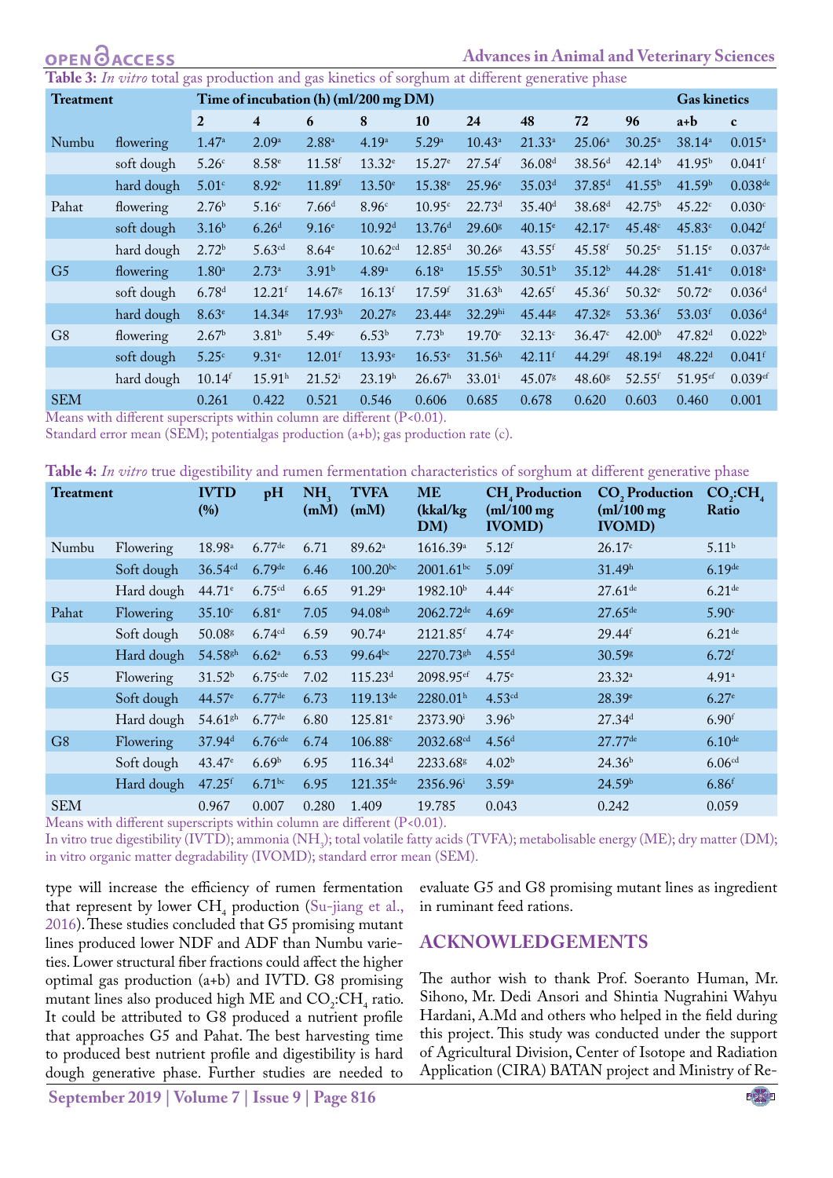**Table 3:** *In vitro* total gas production and gas kinetics of sorghum at different generative phase

| Treatment | | Time of incubation (h) (ml/200 mg DM) | | | | | | | | | Gas kinetics | |
|---|---|---|---|---|---|---|---|---|---|---|---|---|
| | | 2 | 4 | 6 | 8 | 10 | 24 | 48 | 72 | 96 | a+b | c |
| Numbu | flowering | 1.47[a] | 2.09[a] | 2.88[a] | 4.19[a] | 5.29[a] | 10.43[a] | 21.33[a] | 25.06[a] | 30.25[a] | 38.14[a] | 0.015[a] |
| | soft dough | 5.26[c] | 8.58[e] | 11.58[f] | 13.32[e] | 15.27[e] | 27.54[f] | 36.08[d] | 38.56[d] | 42.14[b] | 41.95[b] | 0.041[f] |
| | hard dough | 5.01[c] | 8.92[e] | 11.89[f] | 13.50[e] | 15.38[e] | 25.96[e] | 35.03[d] | 37.85[d] | 41.59[b] | 41.59[b] | 0.038[de] |
| Pahat | flowering | 2.76[b] | 5.16[c] | 7.66[d] | 8.96[c] | 10.95[c] | 22.73[d] | 35.40[d] | 38.68[d] | 42.75[b] | 45.22[c] | 0.030[c] |
| | soft dough | 3.16[b] | 6.26[d] | 9.16[e] | 10.92[d] | 13.76[d] | 29.60[g] | 40.15[e] | 42.17[e] | 45.48[c] | 45.83[c] | 0.042[f] |
| | hard dough | 2.72[b] | 5.63[cd] | 8.64[e] | 10.62[cd] | 12.85[d] | 30.26[g] | 43.55[f] | 45.58[f] | 50.25[e] | 51.15[e] | 0.037[de] |
| G5 | flowering | 1.80[a] | 2.73[a] | 3.91[b] | 4.89[a] | 6.18[a] | 15.55[b] | 30.51[b] | 35.12[b] | 44.28[c] | 51.41[e] | 0.018[a] |
| | soft dough | 6.78[d] | 12.21[f] | 14.67[g] | 16.13[f] | 17.59[f] | 31.63[h] | 42.65[f] | 45.36[f] | 50.32[e] | 50.72[e] | 0.036[d] |
| | hard dough | 8.63[e] | 14.34[g] | 17.93[h] | 20.27[g] | 23.44[g] | 32.29[hi] | 45.44[g] | 47.32[g] | 53.36[f] | 53.03[f] | 0.036[d] |
| G8 | flowering | 2.67[b] | 3.81[b] | 5.49[c] | 6.53[b] | 7.73[b] | 19.70[c] | 32.13[c] | 36.47[c] | 42.00[b] | 47.82[d] | 0.022[b] |
| | soft dough | 5.25[c] | 9.31[e] | 12.01[f] | 13.93[e] | 16.53[e] | 31.56[h] | 42.11[f] | 44.29[f] | 48.19[d] | 48.22[d] | 0.041[f] |
| | hard dough | 10.14[f] | 15.91[h] | 21.52[i] | 23.19[h] | 26.67[h] | 33.01[i] | 45.07[g] | 48.60[g] | 52.55[f] | 51.95[ef] | 0.039[ef] |
| SEM | | 0.261 | 0.422 | 0.521 | 0.546 | 0.606 | 0.685 | 0.678 | 0.620 | 0.603 | 0.460 | 0.001 |

Means with different superscripts within column are different ($P<0.01$).
Standard error mean (SEM); potentialgas production (a+b); gas production rate (c).

**Table 4:** *In vitro* true digestibility and rumen fermentation characteristics of sorghum at different generative phase

| Treatment | | IVTD (%) | pH | $NH_3$ (mM) | TVFA (mM) | ME (kkal/kg DM) | $CH_4$ Production (ml/100 mg IVOMD) | $CO_2$ Production (ml/100 mg IVOMD) | $CO_2$:$CH_4$ Ratio |
|---|---|---|---|---|---|---|---|---|---|
| Numbu | Flowering | 18.98[a] | 6.77[de] | 6.71 | 89.62[a] | 1616.39[a] | 5.12[f] | 26.17[c] | 5.11[b] |
| | Soft dough | 36.54[cd] | 6.79[de] | 6.46 | 100.20[bc] | 2001.61[bc] | 5.09[f] | 31.49[h] | 6.19[de] |
| | Hard dough | 44.71[e] | 6.75[cd] | 6.65 | 91.29[a] | 1982.10[b] | 4.44[c] | 27.61[de] | 6.21[de] |
| Pahat | Flowering | 35.10[c] | 6.81[e] | 7.05 | 94.08[ab] | 2062.72[de] | 4.69[e] | 27.65[de] | 5.90[c] |
| | Soft dough | 50.08[g] | 6.74[cd] | 6.59 | 90.74[a] | 2121.85[f] | 4.74[e] | 29.44[f] | 6.21[de] |
| | Hard dough | 54.58[gh] | 6.62[a] | 6.53 | 99.64[bc] | 2270.73[gh] | 4.55[d] | 30.59[g] | 6.72[f] |
| G5 | Flowering | 31.52[b] | 6.75[cde] | 7.02 | 115.23[d] | 2098.95[ef] | 4.75[e] | 23.32[a] | 4.91[a] |
| | Soft dough | 44.57[e] | 6.77[de] | 6.73 | 119.13[de] | 2280.01[h] | 4.53[cd] | 28.39[e] | 6.27[e] |
| | Hard dough | 54.61[gh] | 6.77[de] | 6.80 | 125.81[e] | 2373.90[i] | 3.96[b] | 27.34[d] | 6.90[f] |
| G8 | Flowering | 37.94[d] | 6.76[cde] | 6.74 | 106.88[c] | 2032.68[cd] | 4.56[d] | 27.77[de] | 6.10[de] |
| | Soft dough | 43.47[e] | 6.69[b] | 6.95 | 116.34[d] | 2233.68[g] | 4.02[b] | 24.36[b] | 6.06[cd] |
| | Hard dough | 47.25[f] | 6.71[bc] | 6.95 | 121.35[de] | 2356.96[i] | 3.59[a] | 24.59[b] | 6.86[f] |
| SEM | | 0.967 | 0.007 | 0.280 | 1.409 | 19.785 | 0.043 | 0.242 | 0.059 |

Means with different superscripts within column are different ($P<0.01$).
In vitro true digestibility (IVTD); ammonia ($NH_3$); total volatile fatty acids (TVFA); metabolisable energy (ME); dry matter (DM); in vitro organic matter degradability (IVOMD); standard error mean (SEM).

type will increase the efficiency of rumen fermentation that represent by lower $CH_4$ production (Su-jiang et al., 2016). These studies concluded that G5 promising mutant lines produced lower NDF and ADF than Numbu varieties. Lower structural fiber fractions could affect the higher optimal gas production (a+b) and IVTD. G8 promising mutant lines also produced high ME and $CO_2$:$CH_4$ ratio. It could be attributed to G8 produced a nutrient profile that approaches G5 and Pahat. The best harvesting time to produced best nutrient profile and digestibility is hard dough generative phase. Further studies are needed to evaluate G5 and G8 promising mutant lines as ingredient in ruminant feed rations.

## ACKNOWLEDGEMENTS

The author wish to thank Prof. Soeranto Human, Mr. Sihono, Mr. Dedi Ansori and Shintia Nugrahini Wahyu Hardani, A.Md and others who helped in the field during this project. This study was conducted under the support of Agricultural Division, Center of Isotope and Radiation Application (CIRA) BATAN project and Ministry of Re-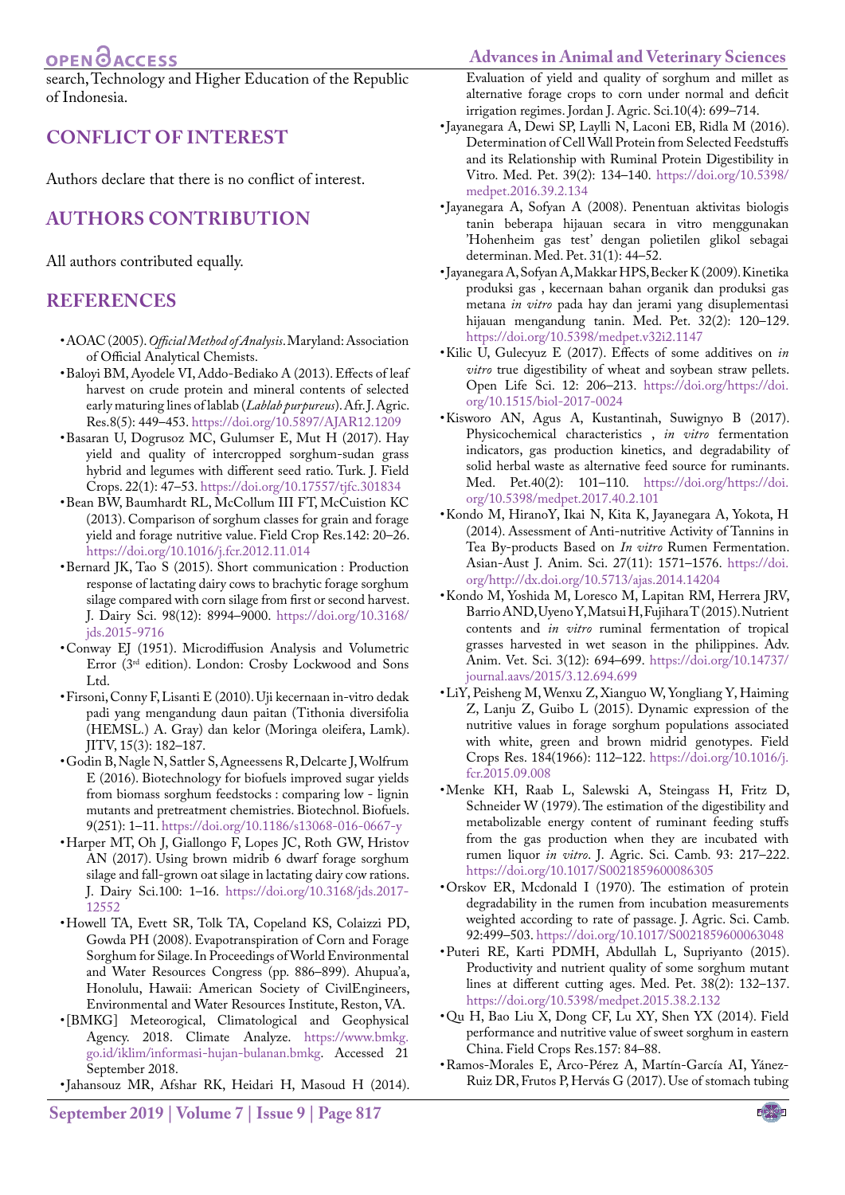search, Technology and Higher Education of the Republic of Indonesia.

## CONFLICT OF INTEREST

Authors declare that there is no conflict of interest.

## AUTHORS CONTRIBUTION

All authors contributed equally.

## REFERENCES

- AOAC (2005). *Official Method of Analysis*. Maryland: Association of Official Analytical Chemists.
- Baloyi BM, Ayodele VI, Addo-Bediako A (2013). Effects of leaf harvest on crude protein and mineral contents of selected early maturing lines of lablab (*Lablab purpureus*). Afr. J. Agric. Res.8(5): 449–453. https://doi.org/10.5897/AJAR12.1209
- Basaran U, Dogrusoz MC, Gulumser E, Mut H (2017). Hay yield and quality of intercropped sorghum-sudan grass hybrid and legumes with different seed ratio. Turk. J. Field Crops. 22(1): 47–53. https://doi.org/10.17557/tjfc.301834
- Bean BW, Baumhardt RL, McCollum III FT, McCuistion KC (2013). Comparison of sorghum classes for grain and forage yield and forage nutritive value. Field Crop Res.142: 20–26. https://doi.org/10.1016/j.fcr.2012.11.014
- Bernard JK, Tao S (2015). Short communication : Production response of lactating dairy cows to brachytic forage sorghum silage compared with corn silage from first or second harvest. J. Dairy Sci. 98(12): 8994–9000. https://doi.org/10.3168/jds.2015-9716
- Conway EJ (1951). Microdiffusion Analysis and Volumetric Error (3rd edition). London: Crosby Lockwood and Sons Ltd.
- Firsoni, Conny F, Lisanti E (2010). Uji kecernaan in-vitro dedak padi yang mengandung daun paitan (Tithonia diversifolia (HEMSL.) A. Gray) dan kelor (Moringa oleifera, Lamk). JITV, 15(3): 182–187.
- Godin B, Nagle N, Sattler S, Agneessens R, Delcarte J, Wolfrum E (2016). Biotechnology for biofuels improved sugar yields from biomass sorghum feedstocks : comparing low - lignin mutants and pretreatment chemistries. Biotechnol. Biofuels. 9(251): 1–11. https://doi.org/10.1186/s13068-016-0667-y
- Harper MT, Oh J, Giallongo F, Lopes JC, Roth GW, Hristov AN (2017). Using brown midrib 6 dwarf forage sorghum silage and fall-grown oat silage in lactating dairy cow rations. J. Dairy Sci.100: 1–16. https://doi.org/10.3168/jds.2017-12552
- Howell TA, Evett SR, Tolk TA, Copeland KS, Colaizzi PD, Gowda PH (2008). Evapotranspiration of Corn and Forage Sorghum for Silage. In Proceedings of World Environmental and Water Resources Congress (pp. 886–899). Ahupua'a, Honolulu, Hawaii: American Society of CivilEngineers, Environmental and Water Resources Institute, Reston, VA.
- [BMKG] Meteorogical, Climatological and Geophysical Agency. 2018. Climate Analyze. https://www.bmkg.go.id/iklim/informasi-hujan-bulanan.bmkg. Accessed 21 September 2018.
- Jahansouz MR, Afshar RK, Heidari H, Masoud H (2014). Evaluation of yield and quality of sorghum and millet as alternative forage crops to corn under normal and deficit irrigation regimes. Jordan J. Agric. Sci.10(4): 699–714.
- Jayanegara A, Dewi SP, Laylli N, Laconi EB, Ridla M (2016). Determination of Cell Wall Protein from Selected Feedstuffs and its Relationship with Ruminal Protein Digestibility in Vitro. Med. Pet. 39(2): 134–140. https://doi.org/10.5398/medpet.2016.39.2.134
- Jayanegara A, Sofyan A (2008). Penentuan aktivitas biologis tanin beberapa hijauan secara in vitro menggunakan 'Hohenheim gas test' dengan polietilen glikol sebagai determinan. Med. Pet. 31(1): 44–52.
- Jayanegara A, Sofyan A, Makkar HPS, Becker K (2009). Kinetika produksi gas , kecernaan bahan organik dan produksi gas metana *in vitro* pada hay dan jerami yang disuplementasi hijauan mengandung tanin. Med. Pet. 32(2): 120–129. https://doi.org/10.5398/medpet.v32i2.1147
- Kilic U, Gulecyuz E (2017). Effects of some additives on *in vitro* true digestibility of wheat and soybean straw pellets. Open Life Sci. 12: 206–213. https://doi.org/https://doi.org/10.1515/biol-2017-0024
- Kisworo AN, Agus A, Kustantinah, Suwignyo B (2017). Physicochemical characteristics , *in vitro* fermentation indicators, gas production kinetics, and degradability of solid herbal waste as alternative feed source for ruminants. Med. Pet.40(2): 101–110. https://doi.org/https://doi.org/10.5398/medpet.2017.40.2.101
- Kondo M, HiranoY, Ikai N, Kita K, Jayanegara A, Yokota, H (2014). Assessment of Anti-nutritive Activity of Tannins in Tea By-products Based on *In vitro* Rumen Fermentation. Asian-Aust J. Anim. Sci. 27(11): 1571–1576. https://doi.org/http://dx.doi.org/10.5713/ajas.2014.14204
- Kondo M, Yoshida M, Loresco M, Lapitan RM, Herrera JRV, Barrio AND, Uyeno Y, Matsui H, Fujihara T (2015). Nutrient contents and *in vitro* ruminal fermentation of tropical grasses harvested in wet season in the philippines. Adv. Anim. Vet. Sci. 3(12): 694–699. https://doi.org/10.14737/journal.aavs/2015/3.12.694.699
- LiY, Peisheng M, Wenxu Z, Xianguo W, Yongliang Y, Haiming Z, Lanju Z, Guibo L (2015). Dynamic expression of the nutritive values in forage sorghum populations associated with white, green and brown midrid genotypes. Field Crops Res. 184(1966): 112–122. https://doi.org/10.1016/j.fcr.2015.09.008
- Menke KH, Raab L, Salewski A, Steingass H, Fritz D, Schneider W (1979). The estimation of the digestibility and metabolizable energy content of ruminant feeding stuffs from the gas production when they are incubated with rumen liquor *in vitro*. J. Agric. Sci. Camb. 93: 217–222. https://doi.org/10.1017/S0021859600086305
- Orskov ER, Mcdonald I (1970). The estimation of protein degradability in the rumen from incubation measurements weighted according to rate of passage. J. Agric. Sci. Camb. 92:499–503. https://doi.org/10.1017/S0021859600063048
- Puteri RE, Karti PDMH, Abdullah L, Supriyanto (2015). Productivity and nutrient quality of some sorghum mutant lines at different cutting ages. Med. Pet. 38(2): 132–137. https://doi.org/10.5398/medpet.2015.38.2.132
- Qu H, Bao Liu X, Dong CF, Lu XY, Shen YX (2014). Field performance and nutritive value of sweet sorghum in eastern China. Field Crops Res.157: 84–88.
- Ramos-Morales E, Arco-Pérez A, Martín-García AI, Yánez-Ruiz DR, Frutos P, Hervás G (2017). Use of stomach tubing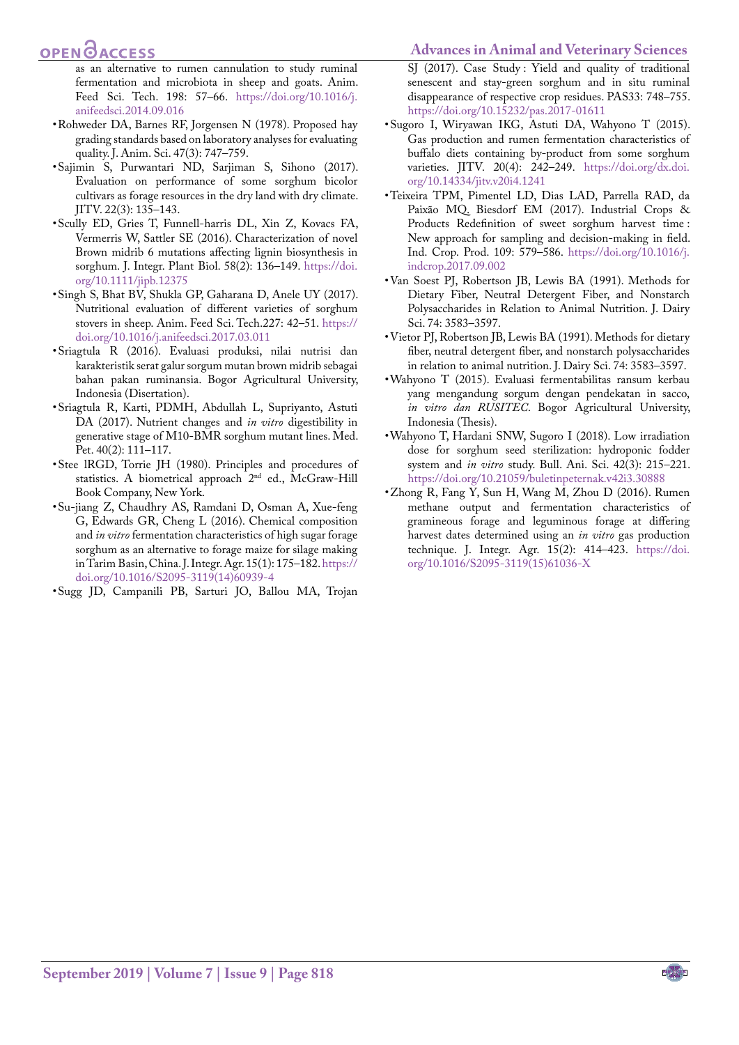as an alternative to rumen cannulation to study ruminal fermentation and microbiota in sheep and goats. Anim. Feed Sci. Tech. 198: 57–66. https://doi.org/10.1016/j.anifeedsci.2014.09.016

- Rohweder DA, Barnes RF, Jorgensen N (1978). Proposed hay grading standards based on laboratory analyses for evaluating quality. J. Anim. Sci. 47(3): 747–759.
- Sajimin S, Purwantari ND, Sarjiman S, Sihono (2017). Evaluation on performance of some sorghum bicolor cultivars as forage resources in the dry land with dry climate. JITV. 22(3): 135–143.
- Scully ED, Gries T, Funnell-harris DL, Xin Z, Kovacs FA, Vermerris W, Sattler SE (2016). Characterization of novel Brown midrib 6 mutations affecting lignin biosynthesis in sorghum. J. Integr. Plant Biol. 58(2): 136–149. https://doi.org/10.1111/jipb.12375
- Singh S, Bhat BV, Shukla GP, Gaharana D, Anele UY (2017). Nutritional evaluation of different varieties of sorghum stovers in sheep. Anim. Feed Sci. Tech.227: 42–51. https://doi.org/10.1016/j.anifeedsci.2017.03.011
- Sriagtula R (2016). Evaluasi produksi, nilai nutrisi dan karakteristik serat galur sorgum mutan brown midrib sebagai bahan pakan ruminansia. Bogor Agricultural University, Indonesia (Disertation).
- Sriagtula R, Karti, PDMH, Abdullah L, Supriyanto, Astuti DA (2017). Nutrient changes and *in vitro* digestibility in generative stage of M10-BMR sorghum mutant lines. Med. Pet. 40(2): 111–117.
- Stee lRGD, Torrie JH (1980). Principles and procedures of statistics. A biometrical approach 2nd ed., McGraw-Hill Book Company, New York.
- Su-jiang Z, Chaudhry AS, Ramdani D, Osman A, Xue-feng G, Edwards GR, Cheng L (2016). Chemical composition and *in vitro* fermentation characteristics of high sugar forage sorghum as an alternative to forage maize for silage making in Tarim Basin, China. J. Integr. Agr. 15(1): 175–182. https://doi.org/10.1016/S2095-3119(14)60939-4
- Sugg JD, Campanili PB, Sarturi JO, Ballou MA, Trojan SJ (2017). Case Study : Yield and quality of traditional senescent and stay-green sorghum and in situ ruminal disappearance of respective crop residues. PAS33: 748–755. https://doi.org/10.15232/pas.2017-01611
- Sugoro I, Wiryawan IKG, Astuti DA, Wahyono T (2015). Gas production and rumen fermentation characteristics of buffalo diets containing by-product from some sorghum varieties. JITV. 20(4): 242–249. https://doi.org/dx.doi.org/10.14334/jitv.v20i4.1241
- Teixeira TPM, Pimentel LD, Dias LAD, Parrella RAD, da Paixão MQ, Biesdorf EM (2017). Industrial Crops & Products Redefinition of sweet sorghum harvest time : New approach for sampling and decision-making in field. Ind. Crop. Prod. 109: 579–586. https://doi.org/10.1016/j.indcrop.2017.09.002
- Van Soest PJ, Robertson JB, Lewis BA (1991). Methods for Dietary Fiber, Neutral Detergent Fiber, and Nonstarch Polysaccharides in Relation to Animal Nutrition. J. Dairy Sci. 74: 3583–3597.
- Vietor PJ, Robertson JB, Lewis BA (1991). Methods for dietary fiber, neutral detergent fiber, and nonstarch polysaccharides in relation to animal nutrition. J. Dairy Sci. 74: 3583–3597.
- Wahyono T (2015). Evaluasi fermentabilitas ransum kerbau yang mengandung sorgum dengan pendekatan in sacco, *in vitro dan RUSITEC*. Bogor Agricultural University, Indonesia (Thesis).
- Wahyono T, Hardani SNW, Sugoro I (2018). Low irradiation dose for sorghum seed sterilization: hydroponic fodder system and *in vitro* study. Bull. Ani. Sci. 42(3): 215–221. https://doi.org/10.21059/buletinpeternak.v42i3.30888
- Zhong R, Fang Y, Sun H, Wang M, Zhou D (2016). Rumen methane output and fermentation characteristics of gramineous forage and leguminous forage at differing harvest dates determined using an *in vitro* gas production technique. J. Integr. Agr. 15(2): 414–423. https://doi.org/10.1016/S2095-3119(15)61036-X